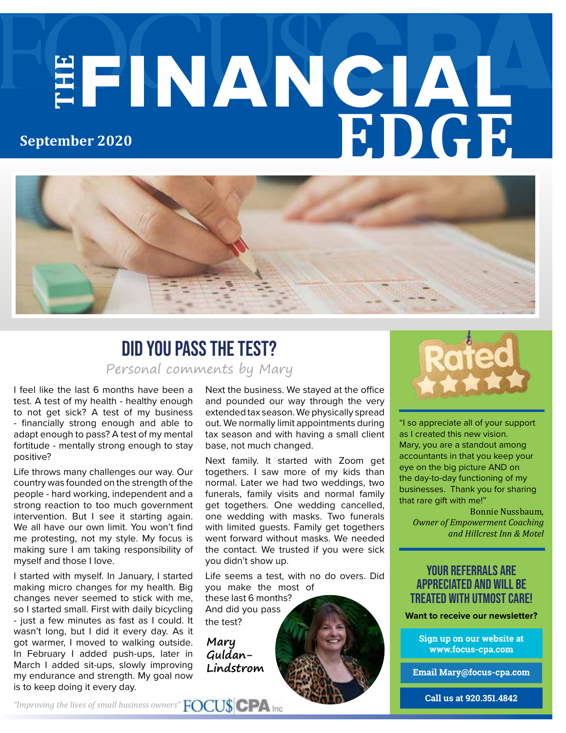# THE FINANCIAL EDGE

**September 2020**

## DID YOU PASS THE TEST?

*Personal comments by Mary*

I feel like the last 6 months have been a test. A test of my health - healthy enough to not get sick? A test of my business - financially strong enough and able to adapt enough to pass? A test of my mental fortitude - mentally strong enough to stay positive?

Life throws many challenges our way. Our country was founded on the strength of the people - hard working, independent and a strong reaction to too much government intervention. But I see it starting again. We all have our own limit. You won't find me protesting, not my style. My focus is making sure I am taking responsibility of myself and those I love.

I started with myself. In January, I started making micro changes for my health. Big changes never seemed to stick with me, so I started small. First with daily bicycling - just a few minutes as fast as I could. It wasn't long, but I did it every day. As it got warmer, I moved to walking outside. In February I added push-ups, later in March I added sit-ups, slowly improving my endurance and strength. My goal now is to keep doing it every day.

Next the business. We stayed at the office and pounded our way through the very extended tax season. We physically spread out. We normally limit appointments during tax season and with having a small client base, not much changed.

Next family. It started with Zoom get togethers. I saw more of my kids than normal. Later we had two weddings, two funerals, family visits and normal family get togethers. One wedding cancelled, one wedding with masks. Two funerals with limited guests. Family get togethers went forward without masks. We needed the contact. We trusted if you were sick you didn't show up.

Life seems a test, with no do overs. Did you make the most of these last 6 months? And did you pass the test?

Mary Guldan-Lindstrom

*"Improving the lives of small business owners"* FOCU$ CPA Inc

---

Rated

"I so appreciate all of your support as I created this new vision. Mary, you are a standout among accountants in that you keep your eye on the big picture AND on the day-to-day functioning of my businesses. Thank you for sharing that rare gift with me!"

Bonnie Nussbaum,
*Owner of Empowerment Coaching and Hillcrest Inn & Motel*

### YOUR REFERRALS ARE APPRECIATED AND WILL BE TREATED WITH UTMOST CARE!

**Want to receive our newsletter?**

**Sign up on our website at www.focus-cpa.com**

**Email Mary@focus-cpa.com**

**Call us at 920.351.4842**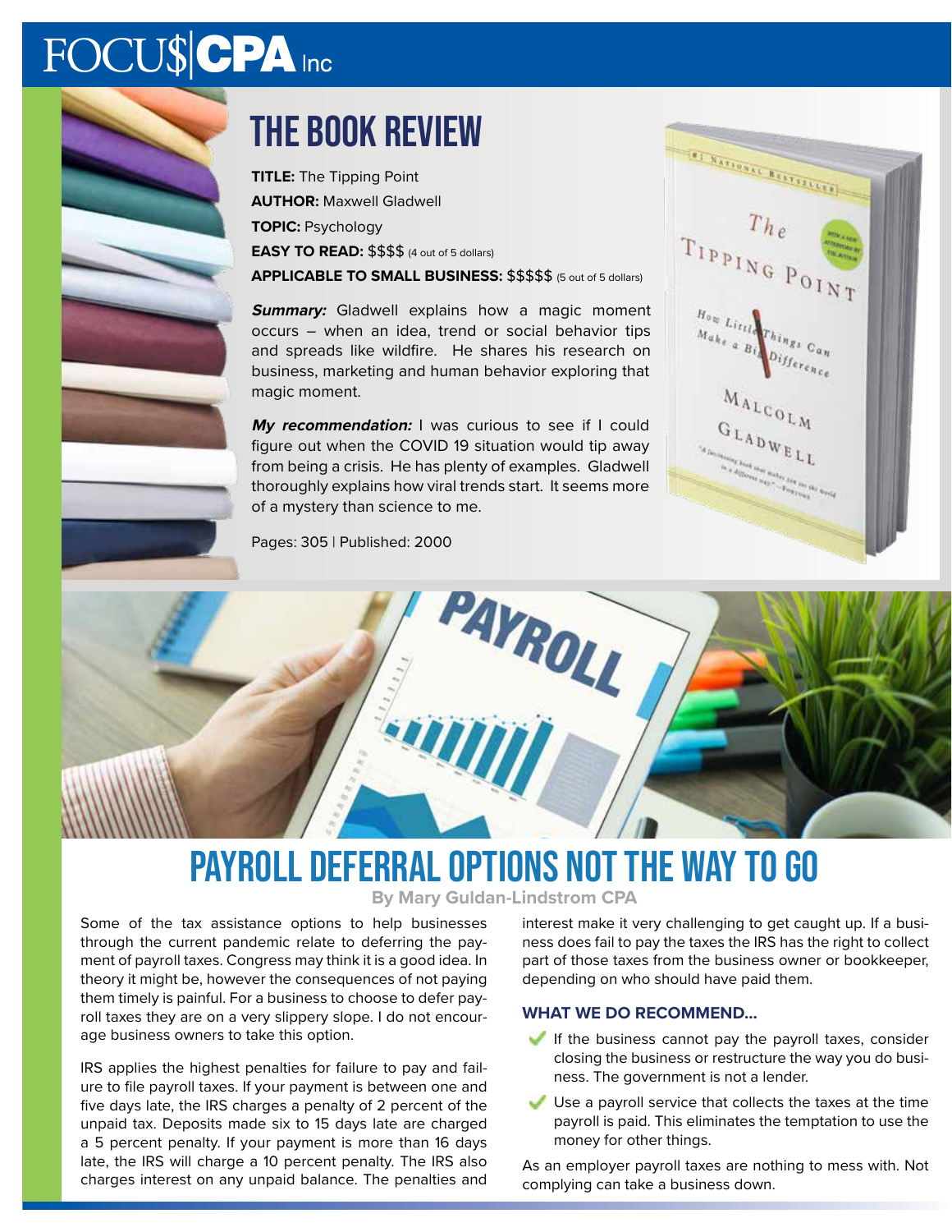# THE BOOK REVIEW

**TITLE:** The Tipping Point

**AUTHOR:** Maxwell Gladwell

**TOPIC:** Psychology

**EASY TO READ:** $$$$ (4 out of 5 dollars)

**APPLICABLE TO SMALL BUSINESS:** $$$$$ (5 out of 5 dollars)

***Summary:*** Gladwell explains how a magic moment occurs – when an idea, trend or social behavior tips and spreads like wildfire. He shares his research on business, marketing and human behavior exploring that magic moment.

***My recommendation:*** I was curious to see if I could figure out when the COVID 19 situation would tip away from being a crisis. He has plenty of examples. Gladwell thoroughly explains how viral trends start. It seems more of a mystery than science to me.

Pages: 305 | Published: 2000

# PAYROLL DEFERRAL OPTIONS NOT THE WAY TO GO

**By Mary Guldan-Lindstrom CPA**

Some of the tax assistance options to help businesses through the current pandemic relate to deferring the payment of payroll taxes. Congress may think it is a good idea. In theory it might be, however the consequences of not paying them timely is painful. For a business to choose to defer payroll taxes they are on a very slippery slope. I do not encourage business owners to take this option.

IRS applies the highest penalties for failure to pay and failure to file payroll taxes. If your payment is between one and five days late, the IRS charges a penalty of 2 percent of the unpaid tax. Deposits made six to 15 days late are charged a 5 percent penalty. If your payment is more than 16 days late, the IRS will charge a 10 percent penalty. The IRS also charges interest on any unpaid balance. The penalties and interest make it very challenging to get caught up. If a business does fail to pay the taxes the IRS has the right to collect part of those taxes from the business owner or bookkeeper, depending on who should have paid them.

### WHAT WE DO RECOMMEND...

- If the business cannot pay the payroll taxes, consider closing the business or restructure the way you do business. The government is not a lender.
- Use a payroll service that collects the taxes at the time payroll is paid. This eliminates the temptation to use the money for other things.

As an employer payroll taxes are nothing to mess with. Not complying can take a business down.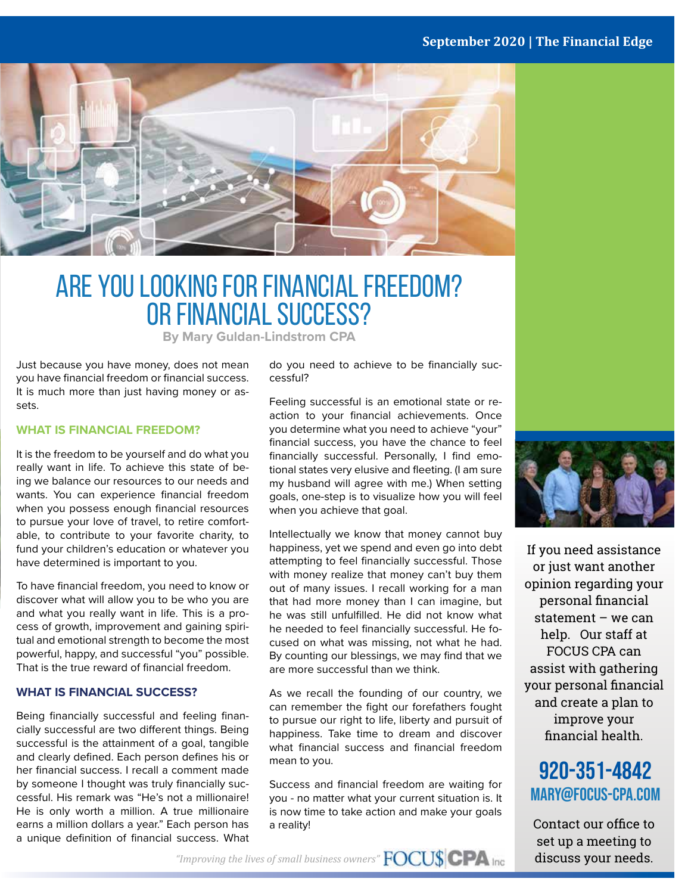# ARE YOU LOOKING FOR FINANCIAL FREEDOM? OR FINANCIAL SUCCESS?

**By Mary Guldan-Lindstrom CPA**

Just because you have money, does not mean you have financial freedom or financial success. It is much more than just having money or assets.

### WHAT IS FINANCIAL FREEDOM?

It is the freedom to be yourself and do what you really want in life. To achieve this state of being we balance our resources to our needs and wants. You can experience financial freedom when you possess enough financial resources to pursue your love of travel, to retire comfortable, to contribute to your favorite charity, to fund your children's education or whatever you have determined is important to you.

To have financial freedom, you need to know or discover what will allow you to be who you are and what you really want in life. This is a process of growth, improvement and gaining spiritual and emotional strength to become the most powerful, happy, and successful "you" possible. That is the true reward of financial freedom.

### WHAT IS FINANCIAL SUCCESS?

Being financially successful and feeling financially successful are two different things. Being successful is the attainment of a goal, tangible and clearly defined. Each person defines his or her financial success. I recall a comment made by someone I thought was truly financially successful. His remark was "He's not a millionaire! He is only worth a million. A true millionaire earns a million dollars a year." Each person has a unique definition of financial success. What do you need to achieve to be financially successful?

Feeling successful is an emotional state or reaction to your financial achievements. Once you determine what you need to achieve "your" financial success, you have the chance to feel financially successful. Personally, I find emotional states very elusive and fleeting. (I am sure my husband will agree with me.) When setting goals, one-step is to visualize how you will feel when you achieve that goal.

Intellectually we know that money cannot buy happiness, yet we spend and even go into debt attempting to feel financially successful. Those with money realize that money can't buy them out of many issues. I recall working for a man that had more money than I can imagine, but he was still unfulfilled. He did not know what he needed to feel financially successful. He focused on what was missing, not what he had. By counting our blessings, we may find that we are more successful than we think.

As we recall the founding of our country, we can remember the fight our forefathers fought to pursue our right to life, liberty and pursuit of happiness. Take time to dream and discover what financial success and financial freedom mean to you.

Success and financial freedom are waiting for you - no matter what your current situation is. It is now time to take action and make your goals a reality!

If you need assistance or just want another opinion regarding your personal financial statement – we can help. Our staff at FOCUS CPA can assist with gathering your personal financial and create a plan to improve your financial health.

**920-351-4842**
**MARY@FOCUS-CPA.COM**

Contact our office to set up a meeting to discuss your needs.

*"Improving the lives of small business owners"* FOCU$ CPA Inc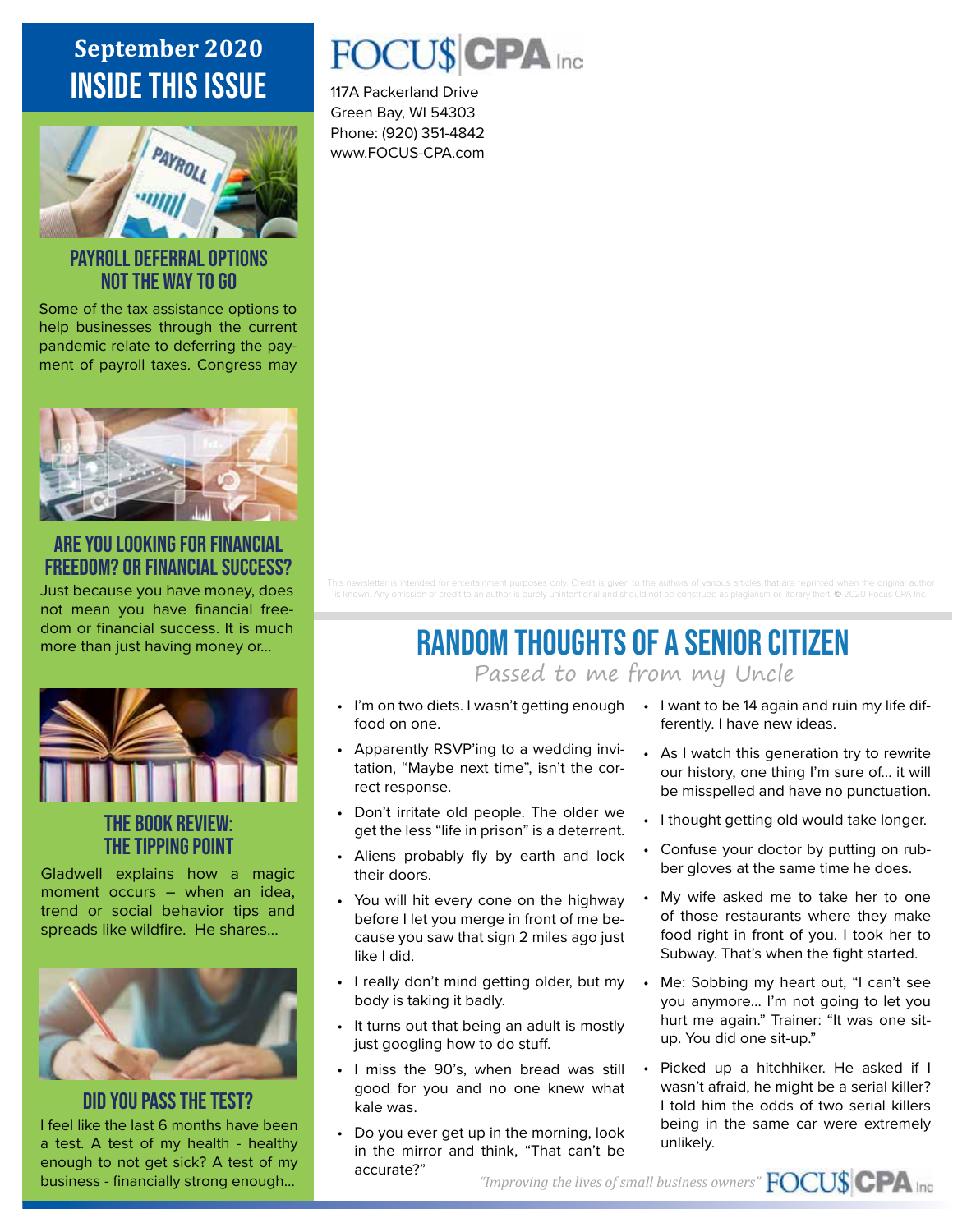## September 2020
# INSIDE THIS ISSUE

### PAYROLL DEFERRAL OPTIONS NOT THE WAY TO GO

Some of the tax assistance options to help businesses through the current pandemic relate to deferring the payment of payroll taxes. Congress may

### ARE YOU LOOKING FOR FINANCIAL FREEDOM? OR FINANCIAL SUCCESS?

Just because you have money, does not mean you have financial freedom or financial success. It is much more than just having money or...

### THE BOOK REVIEW: THE TIPPING POINT

Gladwell explains how a magic moment occurs – when an idea, trend or social behavior tips and spreads like wildfire. He shares...

### DID YOU PASS THE TEST?

I feel like the last 6 months have been a test. A test of my health - healthy enough to not get sick? A test of my business - financially strong enough...

**FOCU$|CPA Inc**

117A Packerland Drive
Green Bay, WI 54303
Phone: (920) 351-4842
www.FOCUS-CPA.com

This newsletter is intended for entertainment purposes only. Credit is given to the authors of various articles that are reprinted when the original author is known. Any omission of credit to an author is purely unintentional and should not be construed as plagiarism or literary theft. © 2020 Focus CPA Inc.

# RANDOM THOUGHTS OF A SENIOR CITIZEN

*Passed to me from my Uncle*

- I'm on two diets. I wasn't getting enough food on one.
- Apparently RSVP'ing to a wedding invitation, "Maybe next time", isn't the correct response.
- Don't irritate old people. The older we get the less "life in prison" is a deterrent.
- Aliens probably fly by earth and lock their doors.
- You will hit every cone on the highway before I let you merge in front of me because you saw that sign 2 miles ago just like I did.
- I really don't mind getting older, but my body is taking it badly.
- It turns out that being an adult is mostly just googling how to do stuff.
- I miss the 90's, when bread was still good for you and no one knew what kale was.
- Do you ever get up in the morning, look in the mirror and think, "That can't be accurate?"
- I want to be 14 again and ruin my life differently. I have new ideas.
- As I watch this generation try to rewrite our history, one thing I'm sure of... it will be misspelled and have no punctuation.
- I thought getting old would take longer.
- Confuse your doctor by putting on rubber gloves at the same time he does.
- My wife asked me to take her to one of those restaurants where they make food right in front of you. I took her to Subway. That's when the fight started.
- Me: Sobbing my heart out, "I can't see you anymore... I'm not going to let you hurt me again." Trainer: "It was one sit-up. You did one sit-up."
- Picked up a hitchhiker. He asked if I wasn't afraid, he might be a serial killer? I told him the odds of two serial killers being in the same car were extremely unlikely.

*"Improving the lives of small business owners"* **FOCU$|CPA Inc**